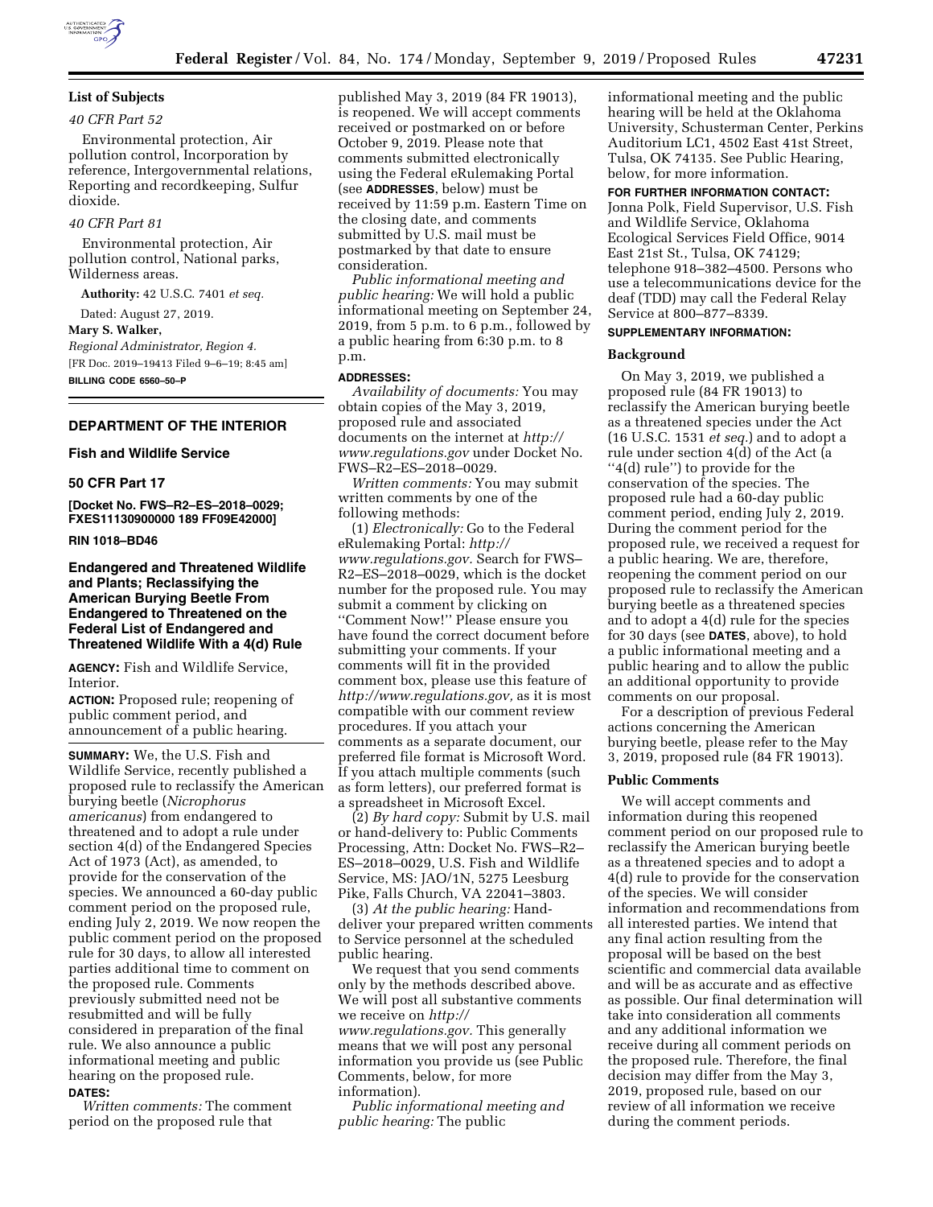## List of Subjects

*40 CFR Part 52*

Environmental protection, Air pollution control, Incorporation by reference, Intergovernmental relations, Reporting and recordkeeping, Sulfur dioxide.

*40 CFR Part 81*

Environmental protection, Air pollution control, National parks, Wilderness areas.

**Authority:** 42 U.S.C. 7401 *et seq.*

Dated: August 27, 2019.

**Mary S. Walker,**

*Regional Administrator, Region 4.*

[FR Doc. 2019–19413 Filed 9–6–19; 8:45 am]

**BILLING CODE 6560–50–P**

---

## DEPARTMENT OF THE INTERIOR

### Fish and Wildlife Service

### 50 CFR Part 17

**[Docket No. FWS–R2–ES–2018–0029; FXES11130900000 189 FF09E42000]**

**RIN 1018–BD46**

## Endangered and Threatened Wildlife and Plants; Reclassifying the American Burying Beetle From Endangered to Threatened on the Federal List of Endangered and Threatened Wildlife With a 4(d) Rule

**AGENCY:** Fish and Wildlife Service, Interior.

**ACTION:** Proposed rule; reopening of public comment period, and announcement of a public hearing.

**SUMMARY:** We, the U.S. Fish and Wildlife Service, recently published a proposed rule to reclassify the American burying beetle (*Nicrophorus americanus*) from endangered to threatened and to adopt a rule under section 4(d) of the Endangered Species Act of 1973 (Act), as amended, to provide for the conservation of the species. We announced a 60-day public comment period on the proposed rule, ending July 2, 2019. We now reopen the public comment period on the proposed rule for 30 days, to allow all interested parties additional time to comment on the proposed rule. Comments previously submitted need not be resubmitted and will be fully considered in preparation of the final rule. We also announce a public informational meeting and public hearing on the proposed rule.

**DATES:**

*Written comments:* The comment period on the proposed rule that published May 3, 2019 (84 FR 19013), is reopened. We will accept comments received or postmarked on or before October 9, 2019. Please note that comments submitted electronically using the Federal eRulemaking Portal (see **ADDRESSES**, below) must be received by 11:59 p.m. Eastern Time on the closing date, and comments submitted by U.S. mail must be postmarked by that date to ensure consideration.

*Public informational meeting and public hearing:* We will hold a public informational meeting on September 24, 2019, from 5 p.m. to 6 p.m., followed by a public hearing from 6:30 p.m. to 8 p.m.

**ADDRESSES:**

*Availability of documents:* You may obtain copies of the May 3, 2019, proposed rule and associated documents on the internet at *http://www.regulations.gov* under Docket No. FWS–R2–ES–2018–0029.

*Written comments:* You may submit written comments by one of the following methods:

(1) *Electronically:* Go to the Federal eRulemaking Portal: *http://www.regulations.gov.* Search for FWS–R2–ES–2018–0029, which is the docket number for the proposed rule. You may submit a comment by clicking on "Comment Now!" Please ensure you have found the correct document before submitting your comments. If your comments will fit in the provided comment box, please use this feature of *http://www.regulations.gov,* as it is most compatible with our comment review procedures. If you attach your comments as a separate document, our preferred file format is Microsoft Word. If you attach multiple comments (such as form letters), our preferred format is a spreadsheet in Microsoft Excel.

(2) *By hard copy:* Submit by U.S. mail or hand-delivery to: Public Comments Processing, Attn: Docket No. FWS–R2–ES–2018–0029, U.S. Fish and Wildlife Service, MS: JAO/1N, 5275 Leesburg Pike, Falls Church, VA 22041–3803.

(3) *At the public hearing:* Hand-deliver your prepared written comments to Service personnel at the scheduled public hearing.

We request that you send comments only by the methods described above. We will post all substantive comments we receive on *http://www.regulations.gov.* This generally means that we will post any personal information you provide us (see Public Comments, below, for more information).

*Public informational meeting and public hearing:* The public informational meeting and the public hearing will be held at the Oklahoma University, Schusterman Center, Perkins Auditorium LC1, 4502 East 41st Street, Tulsa, OK 74135. See Public Hearing, below, for more information.

**FOR FURTHER INFORMATION CONTACT:** Jonna Polk, Field Supervisor, U.S. Fish and Wildlife Service, Oklahoma Ecological Services Field Office, 9014 East 21st St., Tulsa, OK 74129; telephone 918–382–4500. Persons who use a telecommunications device for the deaf (TDD) may call the Federal Relay Service at 800–877–8339.

**SUPPLEMENTARY INFORMATION:**

### Background

On May 3, 2019, we published a proposed rule (84 FR 19013) to reclassify the American burying beetle as a threatened species under the Act (16 U.S.C. 1531 *et seq.*) and to adopt a rule under section 4(d) of the Act (a "4(d) rule") to provide for the conservation of the species. The proposed rule had a 60-day public comment period, ending July 2, 2019. During the comment period for the proposed rule, we received a request for a public hearing. We are, therefore, reopening the comment period on our proposed rule to reclassify the American burying beetle as a threatened species and to adopt a 4(d) rule for the species for 30 days (see **DATES**, above), to hold a public informational meeting and a public hearing and to allow the public an additional opportunity to provide comments on our proposal.

For a description of previous Federal actions concerning the American burying beetle, please refer to the May 3, 2019, proposed rule (84 FR 19013).

### Public Comments

We will accept comments and information during this reopened comment period on our proposed rule to reclassify the American burying beetle as a threatened species and to adopt a 4(d) rule to provide for the conservation of the species. We will consider information and recommendations from all interested parties. We intend that any final action resulting from the proposal will be based on the best scientific and commercial data available and will be as accurate and as effective as possible. Our final determination will take into consideration all comments and any additional information we receive during all comment periods on the proposed rule. Therefore, the final decision may differ from the May 3, 2019, proposed rule, based on our review of all information we receive during the comment periods.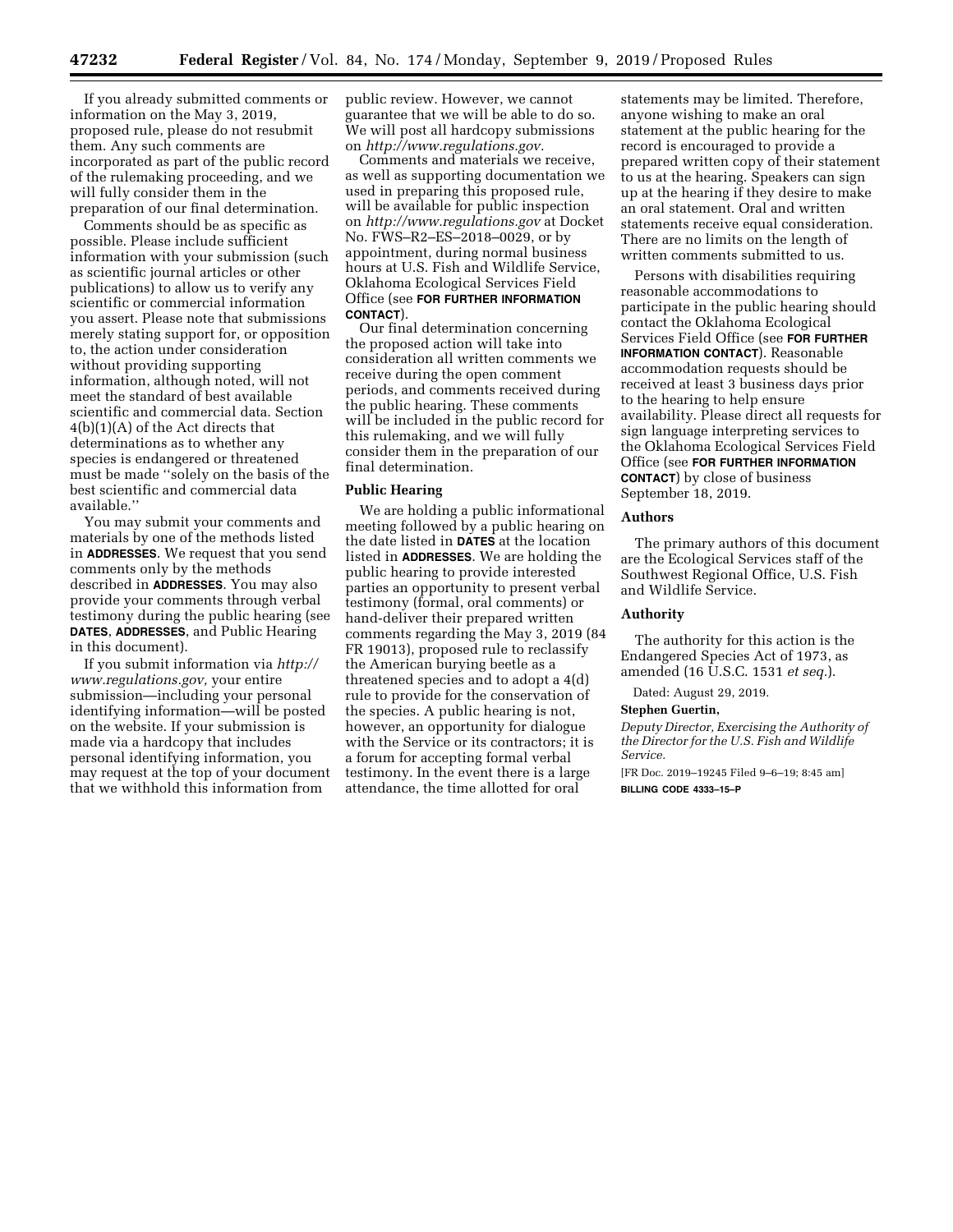If you already submitted comments or information on the May 3, 2019, proposed rule, please do not resubmit them. Any such comments are incorporated as part of the public record of the rulemaking proceeding, and we will fully consider them in the preparation of our final determination.

Comments should be as specific as possible. Please include sufficient information with your submission (such as scientific journal articles or other publications) to allow us to verify any scientific or commercial information you assert. Please note that submissions merely stating support for, or opposition to, the action under consideration without providing supporting information, although noted, will not meet the standard of best available scientific and commercial data. Section 4(b)(1)(A) of the Act directs that determinations as to whether any species is endangered or threatened must be made ''solely on the basis of the best scientific and commercial data available.''

You may submit your comments and materials by one of the methods listed in **ADDRESSES**. We request that you send comments only by the methods described in **ADDRESSES**. You may also provide your comments through verbal testimony during the public hearing (see **DATES**, **ADDRESSES**, and Public Hearing in this document).

If you submit information via *http://www.regulations.gov,* your entire submission—including your personal identifying information—will be posted on the website. If your submission is made via a hardcopy that includes personal identifying information, you may request at the top of your document that we withhold this information from public review. However, we cannot guarantee that we will be able to do so. We will post all hardcopy submissions on *http://www.regulations.gov.*

Comments and materials we receive, as well as supporting documentation we used in preparing this proposed rule, will be available for public inspection on *http://www.regulations.gov* at Docket No. FWS–R2–ES–2018–0029, or by appointment, during normal business hours at U.S. Fish and Wildlife Service, Oklahoma Ecological Services Field Office (see **FOR FURTHER INFORMATION CONTACT**).

Our final determination concerning the proposed action will take into consideration all written comments we receive during the open comment periods, and comments received during the public hearing. These comments will be included in the public record for this rulemaking, and we will fully consider them in the preparation of our final determination.

## Public Hearing

We are holding a public informational meeting followed by a public hearing on the date listed in **DATES** at the location listed in **ADDRESSES**. We are holding the public hearing to provide interested parties an opportunity to present verbal testimony (formal, oral comments) or hand-deliver their prepared written comments regarding the May 3, 2019 (84 FR 19013), proposed rule to reclassify the American burying beetle as a threatened species and to adopt a 4(d) rule to provide for the conservation of the species. A public hearing is not, however, an opportunity for dialogue with the Service or its contractors; it is a forum for accepting formal verbal testimony. In the event there is a large attendance, the time allotted for oral statements may be limited. Therefore, anyone wishing to make an oral statement at the public hearing for the record is encouraged to provide a prepared written copy of their statement to us at the hearing. Speakers can sign up at the hearing if they desire to make an oral statement. Oral and written statements receive equal consideration. There are no limits on the length of written comments submitted to us.

Persons with disabilities requiring reasonable accommodations to participate in the public hearing should contact the Oklahoma Ecological Services Field Office (see **FOR FURTHER INFORMATION CONTACT**). Reasonable accommodation requests should be received at least 3 business days prior to the hearing to help ensure availability. Please direct all requests for sign language interpreting services to the Oklahoma Ecological Services Field Office (see **FOR FURTHER INFORMATION CONTACT**) by close of business September 18, 2019.

## Authors

The primary authors of this document are the Ecological Services staff of the Southwest Regional Office, U.S. Fish and Wildlife Service.

## Authority

The authority for this action is the Endangered Species Act of 1973, as amended (16 U.S.C. 1531 *et seq.*).

Dated: August 29, 2019.

**Stephen Guertin,**

*Deputy Director, Exercising the Authority of the Director for the U.S. Fish and Wildlife Service.*

[FR Doc. 2019–19245 Filed 9–6–19; 8:45 am]

**BILLING CODE 4333–15–P**